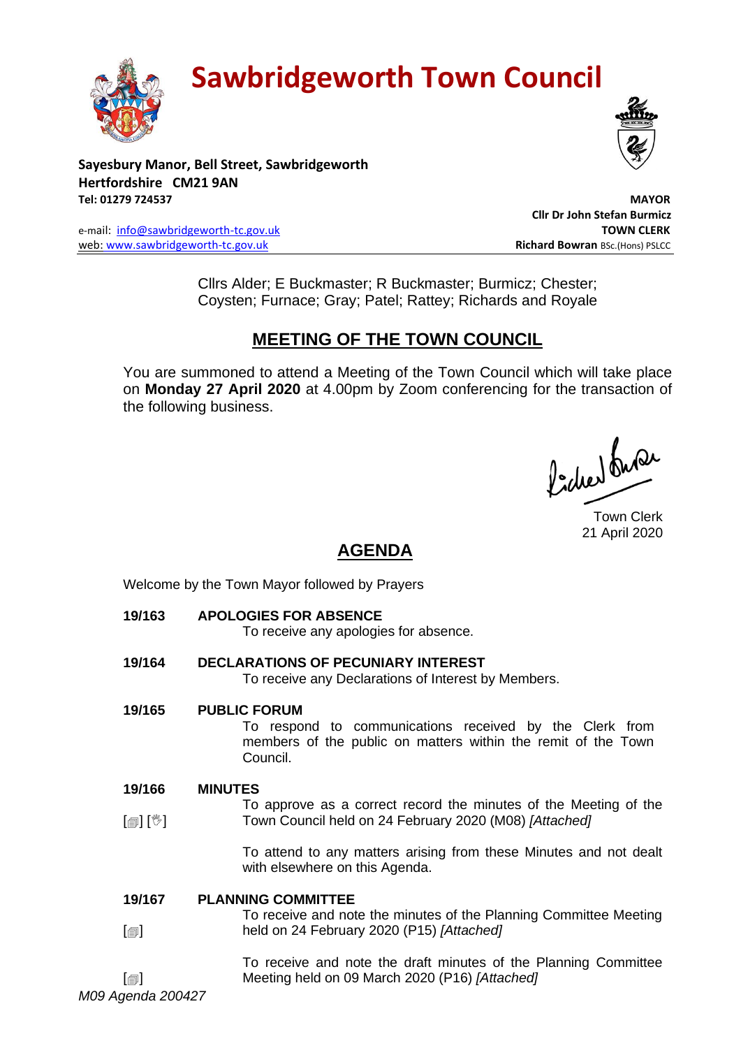# Sawbridgeworth Town Council

**Sayesbury Manor, Bell Street, Sawbridgeworth**
**Hertfordshire CM21 9AN**
**Tel: 01279 724537**

e-mail: info@sawbridgeworth-tc.gov.uk
web: www.sawbridgeworth-tc.gov.uk

**MAYOR**
**Cllr Dr John Stefan Burmicz**
**TOWN CLERK**
**Richard Bowran** BSc.(Hons) PSLCC

Cllrs Alder; E Buckmaster; R Buckmaster; Burmicz; Chester; Coysten; Furnace; Gray; Patel; Rattey; Richards and Royale

## MEETING OF THE TOWN COUNCIL

You are summoned to attend a Meeting of the Town Council which will take place on **Monday 27 April 2020** at 4.00pm by Zoom conferencing for the transaction of the following business.

Town Clerk
21 April 2020

## AGENDA

Welcome by the Town Mayor followed by Prayers

**19/163 APOLOGIES FOR ABSENCE**

To receive any apologies for absence.

**19/164 DECLARATIONS OF PECUNIARY INTEREST**

To receive any Declarations of Interest by Members.

**19/165 PUBLIC FORUM**

To respond to communications received by the Clerk from members of the public on matters within the remit of the Town Council.

**19/166 MINUTES**

[📄] [✋] To approve as a correct record the minutes of the Meeting of the Town Council held on 24 February 2020 (M08) *[Attached]*

To attend to any matters arising from these Minutes and not dealt with elsewhere on this Agenda.

**19/167 PLANNING COMMITTEE**

[📄] To receive and note the minutes of the Planning Committee Meeting held on 24 February 2020 (P15) *[Attached]*

[📄] To receive and note the draft minutes of the Planning Committee Meeting held on 09 March 2020 (P16) *[Attached]*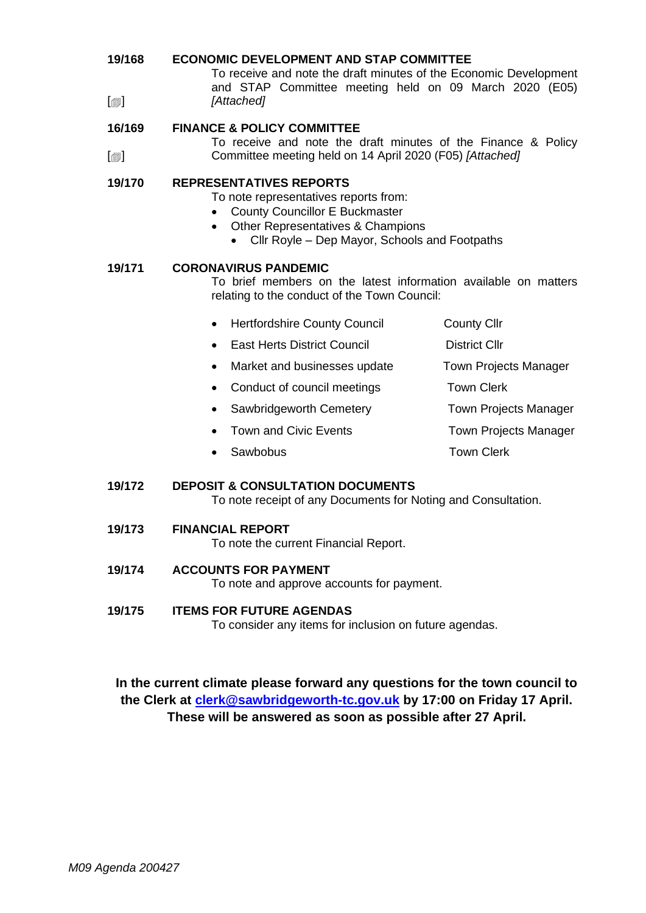**19/168 ECONOMIC DEVELOPMENT AND STAP COMMITTEE**

To receive and note the draft minutes of the Economic Development and STAP Committee meeting held on 09 March 2020 (E05) *[Attached]*

[🗐]

**16/169 FINANCE & POLICY COMMITTEE**

To receive and note the draft minutes of the Finance & Policy Committee meeting held on 14 April 2020 (F05) *[Attached]*

[🗐]

**19/170 REPRESENTATIVES REPORTS**

To note representatives reports from:

- County Councillor E Buckmaster
- Other Representatives & Champions
  - Cllr Royle – Dep Mayor, Schools and Footpaths

**19/171 CORONAVIRUS PANDEMIC**

To brief members on the latest information available on matters relating to the conduct of the Town Council:

| | |
|---|---|
| • Hertfordshire County Council | County Cllr |
| • East Herts District Council | District Cllr |
| • Market and businesses update | Town Projects Manager |
| • Conduct of council meetings | Town Clerk |
| • Sawbridgeworth Cemetery | Town Projects Manager |
| • Town and Civic Events | Town Projects Manager |
| • Sawbobus | Town Clerk |

**19/172 DEPOSIT & CONSULTATION DOCUMENTS**

To note receipt of any Documents for Noting and Consultation.

**19/173 FINANCIAL REPORT**

To note the current Financial Report.

**19/174 ACCOUNTS FOR PAYMENT**

To note and approve accounts for payment.

**19/175 ITEMS FOR FUTURE AGENDAS**

To consider any items for inclusion on future agendas.

**In the current climate please forward any questions for the town council to the Clerk at [clerk@sawbridgeworth-tc.gov.uk](mailto:clerk@sawbridgeworth-tc.gov.uk) by 17:00 on Friday 17 April. These will be answered as soon as possible after 27 April.**

*M09 Agenda 200427*